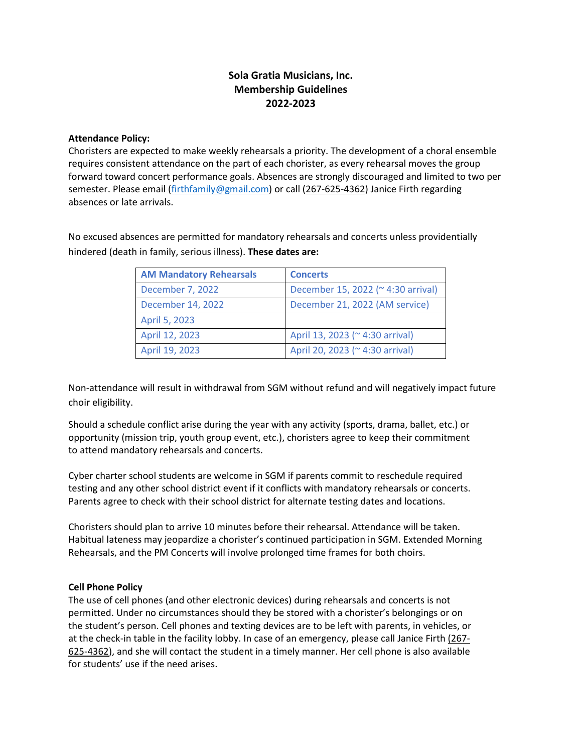# Sola Gratia Musicians, Inc.
# Membership Guidelines
# 2022-2023

**Attendance Policy:**
Choristers are expected to make weekly rehearsals a priority. The development of a choral ensemble requires consistent attendance on the part of each chorister, as every rehearsal moves the group forward toward concert performance goals. Absences are strongly discouraged and limited to two per semester. Please email (firthfamily@gmail.com) or call (267-625-4362) Janice Firth regarding absences or late arrivals.

No excused absences are permitted for mandatory rehearsals and concerts unless providentially hindered (death in family, serious illness). **These dates are:**

| AM Mandatory Rehearsals | Concerts |
| --- | --- |
| December 7, 2022 | December 15, 2022 (~ 4:30 arrival) |
| December 14, 2022 | December 21, 2022 (AM service) |
| April 5, 2023 | |
| April 12, 2023 | April 13, 2023 (~ 4:30 arrival) |
| April 19, 2023 | April 20, 2023 (~ 4:30 arrival) |

Non-attendance will result in withdrawal from SGM without refund and will negatively impact future choir eligibility.

Should a schedule conflict arise during the year with any activity (sports, drama, ballet, etc.) or opportunity (mission trip, youth group event, etc.), choristers agree to keep their commitment to attend mandatory rehearsals and concerts.

Cyber charter school students are welcome in SGM if parents commit to reschedule required testing and any other school district event if it conflicts with mandatory rehearsals or concerts. Parents agree to check with their school district for alternate testing dates and locations.

Choristers should plan to arrive 10 minutes before their rehearsal. Attendance will be taken. Habitual lateness may jeopardize a chorister's continued participation in SGM. Extended Morning Rehearsals, and the PM Concerts will involve prolonged time frames for both choirs.

**Cell Phone Policy**
The use of cell phones (and other electronic devices) during rehearsals and concerts is not permitted. Under no circumstances should they be stored with a chorister's belongings or on the student's person. Cell phones and texting devices are to be left with parents, in vehicles, or at the check-in table in the facility lobby. In case of an emergency, please call Janice Firth (267-625-4362), and she will contact the student in a timely manner. Her cell phone is also available for students' use if the need arises.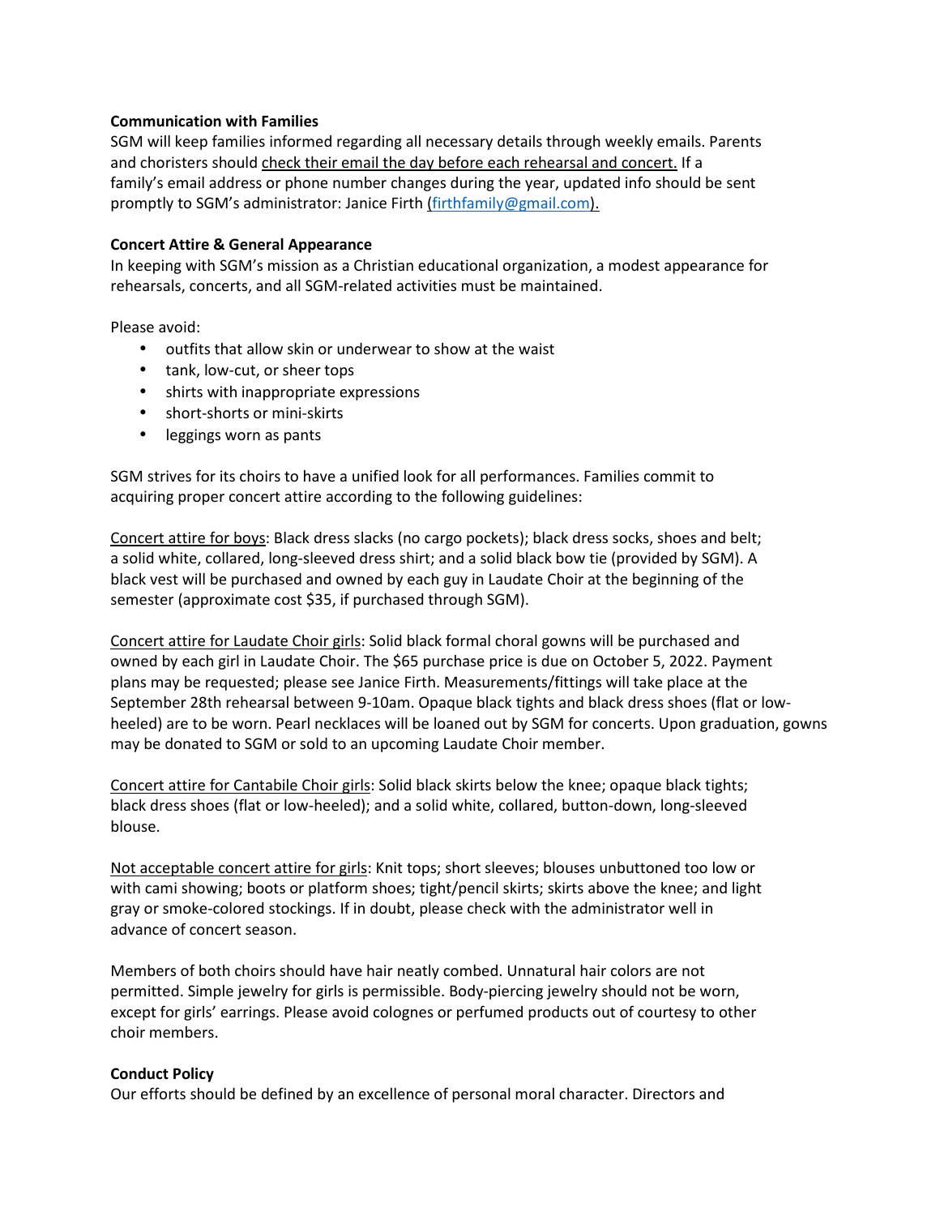**Communication with Families**

SGM will keep families informed regarding all necessary details through weekly emails. Parents and choristers should <u>check their email the day before each rehearsal and concert.</u> If a family's email address or phone number changes during the year, updated info should be sent promptly to SGM's administrator: Janice Firth (firthfamily@gmail.com).

**Concert Attire & General Appearance**

In keeping with SGM's mission as a Christian educational organization, a modest appearance for rehearsals, concerts, and all SGM-related activities must be maintained.

Please avoid:

- outfits that allow skin or underwear to show at the waist
- tank, low-cut, or sheer tops
- shirts with inappropriate expressions
- short-shorts or mini-skirts
- leggings worn as pants

SGM strives for its choirs to have a unified look for all performances. Families commit to acquiring proper concert attire according to the following guidelines:

<u>Concert attire for boys</u>: Black dress slacks (no cargo pockets); black dress socks, shoes and belt; a solid white, collared, long-sleeved dress shirt; and a solid black bow tie (provided by SGM). A black vest will be purchased and owned by each guy in Laudate Choir at the beginning of the semester (approximate cost $35, if purchased through SGM).

<u>Concert attire for Laudate Choir girls</u>: Solid black formal choral gowns will be purchased and owned by each girl in Laudate Choir. The $65 purchase price is due on October 5, 2022. Payment plans may be requested; please see Janice Firth. Measurements/fittings will take place at the September 28th rehearsal between 9-10am. Opaque black tights and black dress shoes (flat or low-heeled) are to be worn. Pearl necklaces will be loaned out by SGM for concerts. Upon graduation, gowns may be donated to SGM or sold to an upcoming Laudate Choir member.

<u>Concert attire for Cantabile Choir girls</u>: Solid black skirts below the knee; opaque black tights; black dress shoes (flat or low-heeled); and a solid white, collared, button-down, long-sleeved blouse.

<u>Not acceptable concert attire for girls</u>: Knit tops; short sleeves; blouses unbuttoned too low or with cami showing; boots or platform shoes; tight/pencil skirts; skirts above the knee; and light gray or smoke-colored stockings. If in doubt, please check with the administrator well in advance of concert season.

Members of both choirs should have hair neatly combed. Unnatural hair colors are not permitted. Simple jewelry for girls is permissible. Body-piercing jewelry should not be worn, except for girls' earrings. Please avoid colognes or perfumed products out of courtesy to other choir members.

**Conduct Policy**

Our efforts should be defined by an excellence of personal moral character. Directors and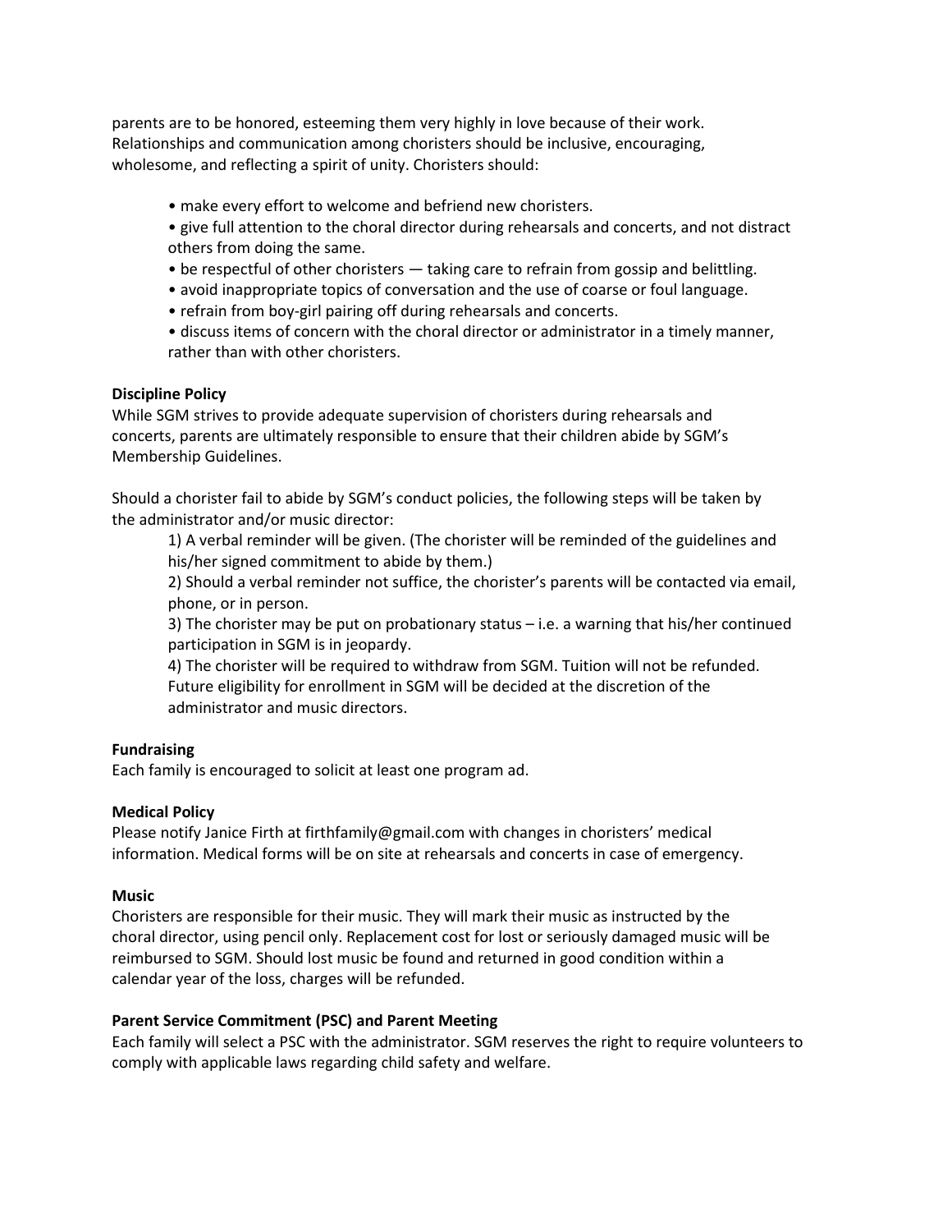parents are to be honored, esteeming them very highly in love because of their work. Relationships and communication among choristers should be inclusive, encouraging, wholesome, and reflecting a spirit of unity. Choristers should:

- make every effort to welcome and befriend new choristers.
- give full attention to the choral director during rehearsals and concerts, and not distract others from doing the same.
- be respectful of other choristers — taking care to refrain from gossip and belittling.
- avoid inappropriate topics of conversation and the use of coarse or foul language.
- refrain from boy-girl pairing off during rehearsals and concerts.
- discuss items of concern with the choral director or administrator in a timely manner, rather than with other choristers.

**Discipline Policy**
While SGM strives to provide adequate supervision of choristers during rehearsals and concerts, parents are ultimately responsible to ensure that their children abide by SGM's Membership Guidelines.

Should a chorister fail to abide by SGM's conduct policies, the following steps will be taken by the administrator and/or music director:

1) A verbal reminder will be given. (The chorister will be reminded of the guidelines and his/her signed commitment to abide by them.)
2) Should a verbal reminder not suffice, the chorister's parents will be contacted via email, phone, or in person.
3) The chorister may be put on probationary status – i.e. a warning that his/her continued participation in SGM is in jeopardy.
4) The chorister will be required to withdraw from SGM. Tuition will not be refunded. Future eligibility for enrollment in SGM will be decided at the discretion of the administrator and music directors.

**Fundraising**
Each family is encouraged to solicit at least one program ad.

**Medical Policy**
Please notify Janice Firth at firthfamily@gmail.com with changes in choristers' medical information. Medical forms will be on site at rehearsals and concerts in case of emergency.

**Music**
Choristers are responsible for their music. They will mark their music as instructed by the choral director, using pencil only. Replacement cost for lost or seriously damaged music will be reimbursed to SGM. Should lost music be found and returned in good condition within a calendar year of the loss, charges will be refunded.

**Parent Service Commitment (PSC) and Parent Meeting**
Each family will select a PSC with the administrator. SGM reserves the right to require volunteers to comply with applicable laws regarding child safety and welfare.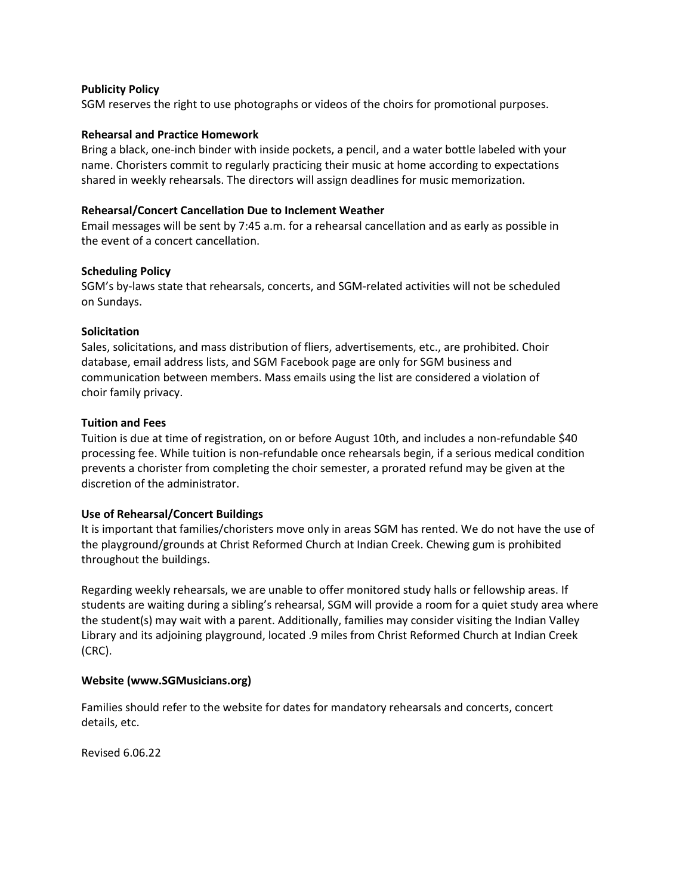**Publicity Policy**

SGM reserves the right to use photographs or videos of the choirs for promotional purposes.

**Rehearsal and Practice Homework**

Bring a black, one-inch binder with inside pockets, a pencil, and a water bottle labeled with your name. Choristers commit to regularly practicing their music at home according to expectations shared in weekly rehearsals. The directors will assign deadlines for music memorization.

**Rehearsal/Concert Cancellation Due to Inclement Weather**

Email messages will be sent by 7:45 a.m. for a rehearsal cancellation and as early as possible in the event of a concert cancellation.

**Scheduling Policy**

SGM's by-laws state that rehearsals, concerts, and SGM-related activities will not be scheduled on Sundays.

**Solicitation**

Sales, solicitations, and mass distribution of fliers, advertisements, etc., are prohibited. Choir database, email address lists, and SGM Facebook page are only for SGM business and communication between members. Mass emails using the list are considered a violation of choir family privacy.

**Tuition and Fees**

Tuition is due at time of registration, on or before August 10th, and includes a non-refundable $40 processing fee. While tuition is non-refundable once rehearsals begin, if a serious medical condition prevents a chorister from completing the choir semester, a prorated refund may be given at the discretion of the administrator.

**Use of Rehearsal/Concert Buildings**

It is important that families/choristers move only in areas SGM has rented. We do not have the use of the playground/grounds at Christ Reformed Church at Indian Creek. Chewing gum is prohibited throughout the buildings.

Regarding weekly rehearsals, we are unable to offer monitored study halls or fellowship areas. If students are waiting during a sibling's rehearsal, SGM will provide a room for a quiet study area where the student(s) may wait with a parent. Additionally, families may consider visiting the Indian Valley Library and its adjoining playground, located .9 miles from Christ Reformed Church at Indian Creek (CRC).

**Website (www.SGMusicians.org)**

Families should refer to the website for dates for mandatory rehearsals and concerts, concert details, etc.

Revised 6.06.22